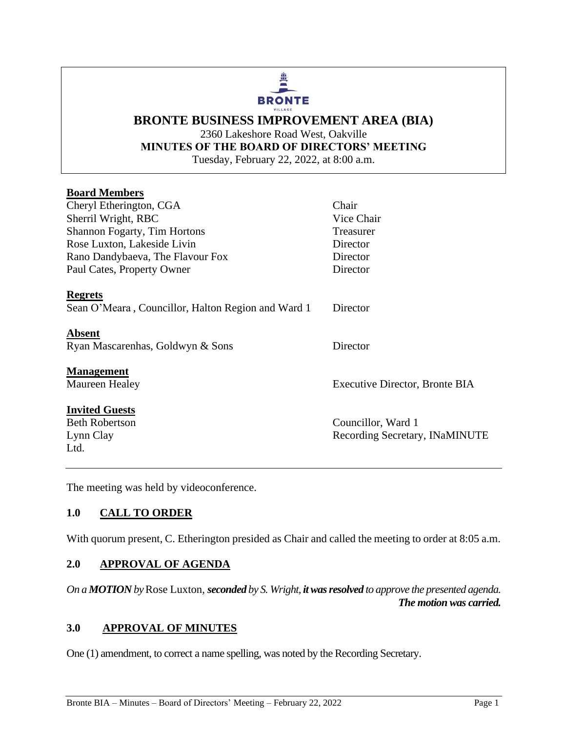# BRONTE BUSINESS IMPROVEMENT AREA (BIA)

2360 Lakeshore Road West, Oakville

**MINUTES OF THE BOARD OF DIRECTORS' MEETING**

Tuesday, February 22, 2022, at 8:00 a.m.

**Board Members**

| | |
|---|---|
| Cheryl Etherington, CGA | Chair |
| Sherril Wright, RBC | Vice Chair |
| Shannon Fogarty, Tim Hortons | Treasurer |
| Rose Luxton, Lakeside Livin | Director |
| Rano Dandybaeva, The Flavour Fox | Director |
| Paul Cates, Property Owner | Director |

**Regrets**

| | |
|---|---|
| Sean O'Meara , Councillor, Halton Region and Ward 1 | Director |

**Absent**

| | |
|---|---|
| Ryan Mascarenhas, Goldwyn & Sons | Director |

**Management**

| | |
|---|---|
| Maureen Healey | Executive Director, Bronte BIA |

**Invited Guests**

| | |
|---|---|
| Beth Robertson | Councillor, Ward 1 |
| Lynn Clay | Recording Secretary, INaMINUTE Ltd. |

The meeting was held by videoconference.

## 1.0 CALL TO ORDER

With quorum present, C. Etherington presided as Chair and called the meeting to order at 8:05 a.m.

## 2.0 APPROVAL OF AGENDA

*On a **MOTION** by* Rose Luxton*, **seconded** by S. Wright, **it was resolved** to approve the presented agenda.*

***The motion was carried.***

## 3.0 APPROVAL OF MINUTES

One (1) amendment, to correct a name spelling, was noted by the Recording Secretary.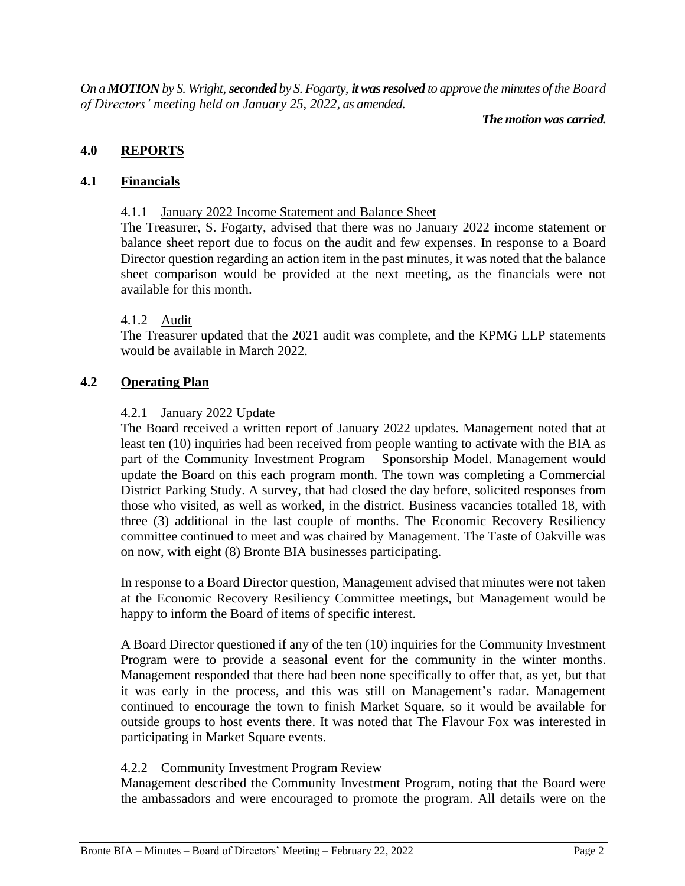*On a **MOTION** by S. Wright, **seconded** by S. Fogarty, **it was resolved** to approve the minutes of the Board of Directors' meeting held on January 25, 2022, as amended.*

***The motion was carried.***

## 4.0 REPORTS

### 4.1 Financials

#### 4.1.1 January 2022 Income Statement and Balance Sheet

The Treasurer, S. Fogarty, advised that there was no January 2022 income statement or balance sheet report due to focus on the audit and few expenses. In response to a Board Director question regarding an action item in the past minutes, it was noted that the balance sheet comparison would be provided at the next meeting, as the financials were not available for this month.

#### 4.1.2 Audit

The Treasurer updated that the 2021 audit was complete, and the KPMG LLP statements would be available in March 2022.

### 4.2 Operating Plan

#### 4.2.1 January 2022 Update

The Board received a written report of January 2022 updates. Management noted that at least ten (10) inquiries had been received from people wanting to activate with the BIA as part of the Community Investment Program – Sponsorship Model. Management would update the Board on this each program month. The town was completing a Commercial District Parking Study. A survey, that had closed the day before, solicited responses from those who visited, as well as worked, in the district. Business vacancies totalled 18, with three (3) additional in the last couple of months. The Economic Recovery Resiliency committee continued to meet and was chaired by Management. The Taste of Oakville was on now, with eight (8) Bronte BIA businesses participating.

In response to a Board Director question, Management advised that minutes were not taken at the Economic Recovery Resiliency Committee meetings, but Management would be happy to inform the Board of items of specific interest.

A Board Director questioned if any of the ten (10) inquiries for the Community Investment Program were to provide a seasonal event for the community in the winter months. Management responded that there had been none specifically to offer that, as yet, but that it was early in the process, and this was still on Management's radar. Management continued to encourage the town to finish Market Square, so it would be available for outside groups to host events there. It was noted that The Flavour Fox was interested in participating in Market Square events.

#### 4.2.2 Community Investment Program Review

Management described the Community Investment Program, noting that the Board were the ambassadors and were encouraged to promote the program. All details were on the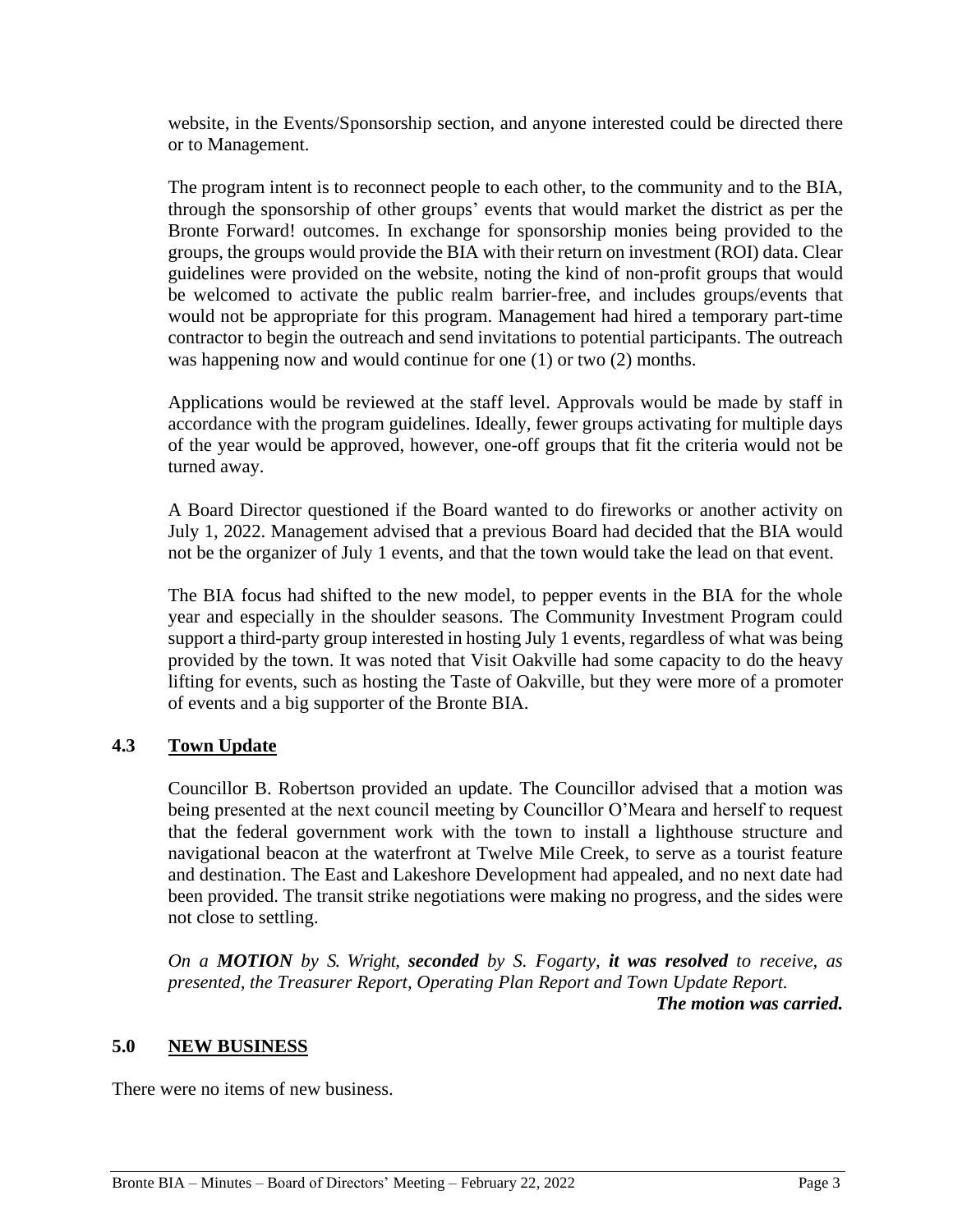website, in the Events/Sponsorship section, and anyone interested could be directed there or to Management.

The program intent is to reconnect people to each other, to the community and to the BIA, through the sponsorship of other groups' events that would market the district as per the Bronte Forward! outcomes. In exchange for sponsorship monies being provided to the groups, the groups would provide the BIA with their return on investment (ROI) data. Clear guidelines were provided on the website, noting the kind of non-profit groups that would be welcomed to activate the public realm barrier-free, and includes groups/events that would not be appropriate for this program. Management had hired a temporary part-time contractor to begin the outreach and send invitations to potential participants. The outreach was happening now and would continue for one (1) or two (2) months.

Applications would be reviewed at the staff level. Approvals would be made by staff in accordance with the program guidelines. Ideally, fewer groups activating for multiple days of the year would be approved, however, one-off groups that fit the criteria would not be turned away.

A Board Director questioned if the Board wanted to do fireworks or another activity on July 1, 2022. Management advised that a previous Board had decided that the BIA would not be the organizer of July 1 events, and that the town would take the lead on that event.

The BIA focus had shifted to the new model, to pepper events in the BIA for the whole year and especially in the shoulder seasons. The Community Investment Program could support a third-party group interested in hosting July 1 events, regardless of what was being provided by the town. It was noted that Visit Oakville had some capacity to do the heavy lifting for events, such as hosting the Taste of Oakville, but they were more of a promoter of events and a big supporter of the Bronte BIA.

### 4.3 Town Update

Councillor B. Robertson provided an update. The Councillor advised that a motion was being presented at the next council meeting by Councillor O'Meara and herself to request that the federal government work with the town to install a lighthouse structure and navigational beacon at the waterfront at Twelve Mile Creek, to serve as a tourist feature and destination. The East and Lakeshore Development had appealed, and no next date had been provided. The transit strike negotiations were making no progress, and the sides were not close to settling.

*On a **MOTION** by S. Wright, **seconded** by S. Fogarty, **it was resolved** to receive, as presented, the Treasurer Report, Operating Plan Report and Town Update Report.*

***The motion was carried.***

## 5.0 NEW BUSINESS

There were no items of new business.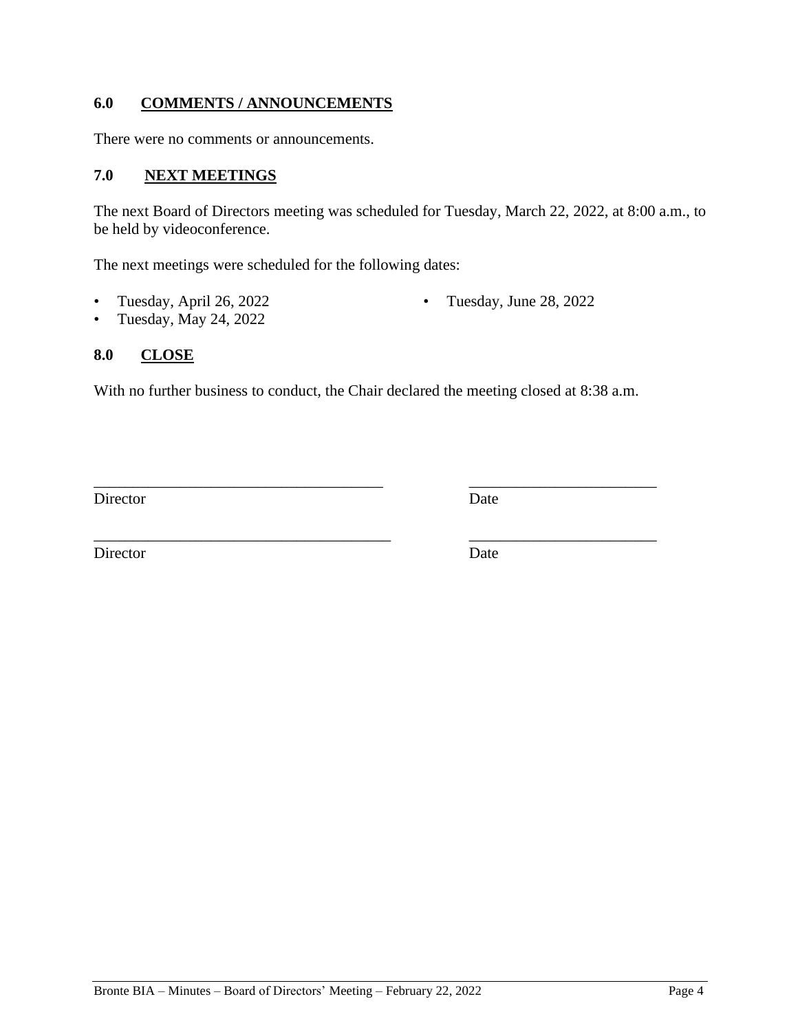## 6.0 COMMENTS / ANNOUNCEMENTS

There were no comments or announcements.

## 7.0 NEXT MEETINGS

The next Board of Directors meeting was scheduled for Tuesday, March 22, 2022, at 8:00 a.m., to be held by videoconference.

The next meetings were scheduled for the following dates:

- Tuesday, April 26, 2022
- Tuesday, May 24, 2022
- Tuesday, June 28, 2022

## 8.0 CLOSE

With no further business to conduct, the Chair declared the meeting closed at 8:38 a.m.

_______________________________________ _________________________

Director Date

_______________________________________ _________________________

Director Date